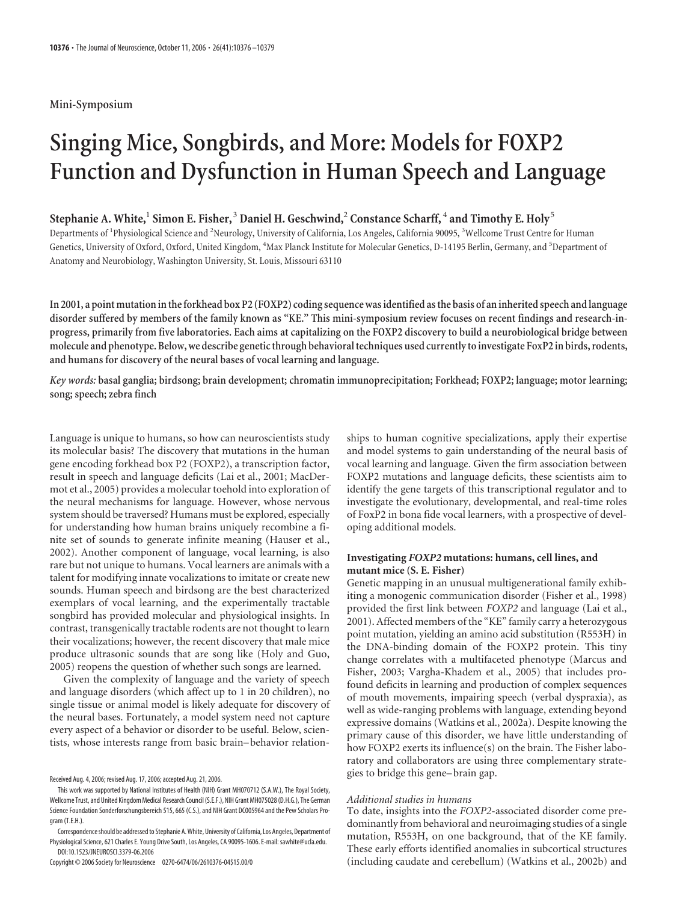Mini-Symposium

# Singing Mice, Songbirds, and More: Models for FOXP2 Function and Dysfunction in Human Speech and Language

**Stephanie A. White,[1] Simon E. Fisher,[3] Daniel H. Geschwind,[2] Constance Scharff,[4] and Timothy E. Holy[5]**

Departments of [1]Physiological Science and [2]Neurology, University of California, Los Angeles, California 90095, [3]Wellcome Trust Centre for Human Genetics, University of Oxford, Oxford, United Kingdom, [4]Max Planck Institute for Molecular Genetics, D-14195 Berlin, Germany, and [5]Department of Anatomy and Neurobiology, Washington University, St. Louis, Missouri 63110

**In 2001, a point mutation in the forkhead box P2 (FOXP2) coding sequence was identified as the basis of an inherited speech and language disorder suffered by members of the family known as "KE." This mini-symposium review focuses on recent findings and research-in-progress, primarily from five laboratories. Each aims at capitalizing on the FOXP2 discovery to build a neurobiological bridge between molecule and phenotype. Below, we describe genetic through behavioral techniques used currently to investigate FoxP2 in birds, rodents, and humans for discovery of the neural bases of vocal learning and language.**

*Key words:* **basal ganglia; birdsong; brain development; chromatin immunoprecipitation; Forkhead; FOXP2; language; motor learning; song; speech; zebra finch**

Language is unique to humans, so how can neuroscientists study its molecular basis? The discovery that mutations in the human gene encoding forkhead box P2 (FOXP2), a transcription factor, result in speech and language deficits (Lai et al., 2001; MacDermot et al., 2005) provides a molecular toehold into exploration of the neural mechanisms for language. However, whose nervous system should be traversed? Humans must be explored, especially for understanding how human brains uniquely recombine a finite set of sounds to generate infinite meaning (Hauser et al., 2002). Another component of language, vocal learning, is also rare but not unique to humans. Vocal learners are animals with a talent for modifying innate vocalizations to imitate or create new sounds. Human speech and birdsong are the best characterized exemplars of vocal learning, and the experimentally tractable songbird has provided molecular and physiological insights. In contrast, transgenically tractable rodents are not thought to learn their vocalizations; however, the recent discovery that male mice produce ultrasonic sounds that are song like (Holy and Guo, 2005) reopens the question of whether such songs are learned.

Given the complexity of language and the variety of speech and language disorders (which affect up to 1 in 20 children), no single tissue or animal model is likely adequate for discovery of the neural bases. Fortunately, a model system need not capture every aspect of a behavior or disorder to be useful. Below, scientists, whose interests range from basic brain–behavior relationships to human cognitive specializations, apply their expertise and model systems to gain understanding of the neural basis of vocal learning and language. Given the firm association between FOXP2 mutations and language deficits, these scientists aim to identify the gene targets of this transcriptional regulator and to investigate the evolutionary, developmental, and real-time roles of FoxP2 in bona fide vocal learners, with a prospective of developing additional models.

Received Aug. 4, 2006; revised Aug. 17, 2006; accepted Aug. 21, 2006.

This work was supported by National Institutes of Health (NIH) Grant MH070712 (S.A.W.), The Royal Society, Wellcome Trust, and United Kingdom Medical Research Council (S.E.F.), NIH Grant MH075028 (D.H.G.), The German Science Foundation Sonderforschungsbereich 515, 665 (C.S.), and NIH Grant DC005964 and the Pew Scholars Program (T.E.H.).

Correspondence should be addressed to Stephanie A. White, University of California, Los Angeles, Department of Physiological Science, 621 Charles E. Young Drive South, Los Angeles, CA 90095-1606. E-mail: sawhite@ucla.edu.

DOI:10.1523/JNEUROSCI.3379-06.2006

Copyright © 2006 Society for Neuroscience 0270-6474/06/2610376-04$15.00/0

### Investigating *FOXP2* mutations: humans, cell lines, and mutant mice (S. E. Fisher)

Genetic mapping in an unusual multigenerational family exhibiting a monogenic communication disorder (Fisher et al., 1998) provided the first link between *FOXP2* and language (Lai et al., 2001). Affected members of the "KE" family carry a heterozygous point mutation, yielding an amino acid substitution (R553H) in the DNA-binding domain of the FOXP2 protein. This tiny change correlates with a multifaceted phenotype (Marcus and Fisher, 2003; Vargha-Khadem et al., 2005) that includes profound deficits in learning and production of complex sequences of mouth movements, impairing speech (verbal dyspraxia), as well as wide-ranging problems with language, extending beyond expressive domains (Watkins et al., 2002a). Despite knowing the primary cause of this disorder, we have little understanding of how FOXP2 exerts its influence(s) on the brain. The Fisher laboratory and collaborators are using three complementary strategies to bridge this gene–brain gap.

#### *Additional studies in humans*

To date, insights into the *FOXP2*-associated disorder come predominantly from behavioral and neuroimaging studies of a single mutation, R553H, on one background, that of the KE family. These early efforts identified anomalies in subcortical structures (including caudate and cerebellum) (Watkins et al., 2002b) and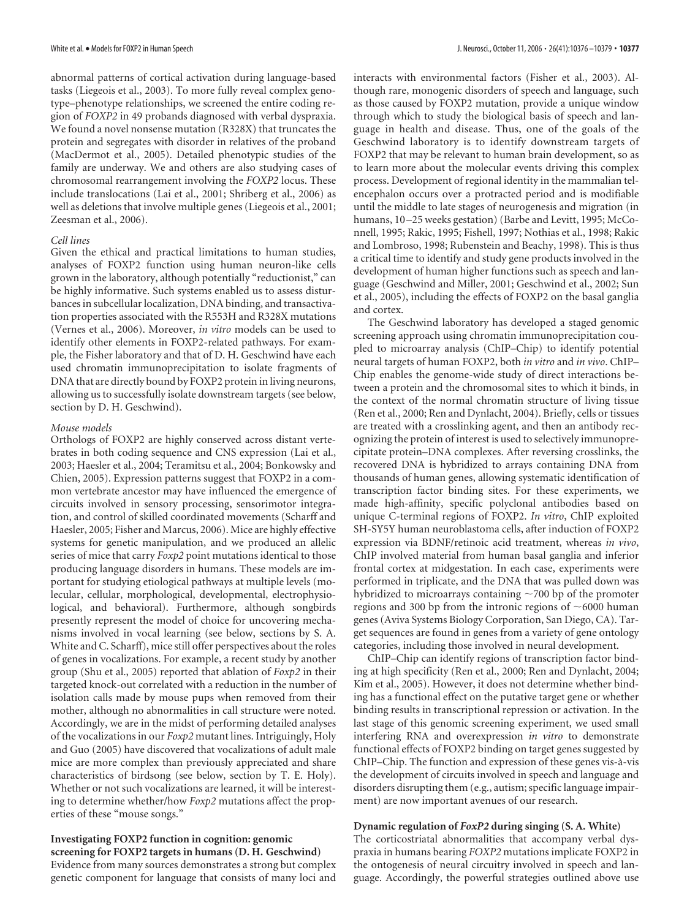abnormal patterns of cortical activation during language-based tasks (Liegeois et al., 2003). To more fully reveal complex genotype–phenotype relationships, we screened the entire coding region of *FOXP2* in 49 probands diagnosed with verbal dyspraxia. We found a novel nonsense mutation (R328X) that truncates the protein and segregates with disorder in relatives of the proband (MacDermot et al., 2005). Detailed phenotypic studies of the family are underway. We and others are also studying cases of chromosomal rearrangement involving the *FOXP2* locus. These include translocations (Lai et al., 2001; Shriberg et al., 2006) as well as deletions that involve multiple genes (Liegeois et al., 2001; Zeesman et al., 2006).

*Cell lines*

Given the ethical and practical limitations to human studies, analyses of FOXP2 function using human neuron-like cells grown in the laboratory, although potentially "reductionist," can be highly informative. Such systems enabled us to assess disturbances in subcellular localization, DNA binding, and transactivation properties associated with the R553H and R328X mutations (Vernes et al., 2006). Moreover, *in vitro* models can be used to identify other elements in FOXP2-related pathways. For example, the Fisher laboratory and that of D. H. Geschwind have each used chromatin immunoprecipitation to isolate fragments of DNA that are directly bound by FOXP2 protein in living neurons, allowing us to successfully isolate downstream targets (see below, section by D. H. Geschwind).

*Mouse models*

Orthologs of FOXP2 are highly conserved across distant vertebrates in both coding sequence and CNS expression (Lai et al., 2003; Haesler et al., 2004; Teramitsu et al., 2004; Bonkowsky and Chien, 2005). Expression patterns suggest that FOXP2 in a common vertebrate ancestor may have influenced the emergence of circuits involved in sensory processing, sensorimotor integration, and control of skilled coordinated movements (Scharff and Haesler, 2005; Fisher and Marcus, 2006). Mice are highly effective systems for genetic manipulation, and we produced an allelic series of mice that carry *Foxp2* point mutations identical to those producing language disorders in humans. These models are important for studying etiological pathways at multiple levels (molecular, cellular, morphological, developmental, electrophysiological, and behavioral). Furthermore, although songbirds presently represent the model of choice for uncovering mechanisms involved in vocal learning (see below, sections by S. A. White and C. Scharff), mice still offer perspectives about the roles of genes in vocalizations. For example, a recent study by another group (Shu et al., 2005) reported that ablation of *Foxp2* in their targeted knock-out correlated with a reduction in the number of isolation calls made by mouse pups when removed from their mother, although no abnormalities in call structure were noted. Accordingly, we are in the midst of performing detailed analyses of the vocalizations in our *Foxp2* mutant lines. Intriguingly, Holy and Guo (2005) have discovered that vocalizations of adult male mice are more complex than previously appreciated and share characteristics of birdsong (see below, section by T. E. Holy). Whether or not such vocalizations are learned, it will be interesting to determine whether/how *Foxp2* mutations affect the properties of these "mouse songs."

**Investigating FOXP2 function in cognition: genomic screening for FOXP2 targets in humans (D. H. Geschwind)**

Evidence from many sources demonstrates a strong but complex genetic component for language that consists of many loci and interacts with environmental factors (Fisher et al., 2003). Although rare, monogenic disorders of speech and language, such as those caused by FOXP2 mutation, provide a unique window through which to study the biological basis of speech and language in health and disease. Thus, one of the goals of the Geschwind laboratory is to identify downstream targets of FOXP2 that may be relevant to human brain development, so as to learn more about the molecular events driving this complex process. Development of regional identity in the mammalian telencephalon occurs over a protracted period and is modifiable until the middle to late stages of neurogenesis and migration (in humans, 10–25 weeks gestation) (Barbe and Levitt, 1995; McConnell, 1995; Rakic, 1995; Fishell, 1997; Nothias et al., 1998; Rakic and Lombroso, 1998; Rubenstein and Beachy, 1998). This is thus a critical time to identify and study gene products involved in the development of human higher functions such as speech and language (Geschwind and Miller, 2001; Geschwind et al., 2002; Sun et al., 2005), including the effects of FOXP2 on the basal ganglia and cortex.

The Geschwind laboratory has developed a staged genomic screening approach using chromatin immunoprecipitation coupled to microarray analysis (ChIP–Chip) to identify potential neural targets of human FOXP2, both *in vitro* and *in vivo*. ChIP–Chip enables the genome-wide study of direct interactions between a protein and the chromosomal sites to which it binds, in the context of the normal chromatin structure of living tissue (Ren et al., 2000; Ren and Dynlacht, 2004). Briefly, cells or tissues are treated with a crosslinking agent, and then an antibody recognizing the protein of interest is used to selectively immunoprecipitate protein–DNA complexes. After reversing crosslinks, the recovered DNA is hybridized to arrays containing DNA from thousands of human genes, allowing systematic identification of transcription factor binding sites. For these experiments, we made high-affinity, specific polyclonal antibodies based on unique C-terminal regions of FOXP2. *In vitro*, ChIP exploited SH-SY5Y human neuroblastoma cells, after induction of FOXP2 expression via BDNF/retinoic acid treatment, whereas *in vivo*, ChIP involved material from human basal ganglia and inferior frontal cortex at midgestation. In each case, experiments were performed in triplicate, and the DNA that was pulled down was hybridized to microarrays containing ~700 bp of the promoter regions and 300 bp from the intronic regions of ~6000 human genes (Aviva Systems Biology Corporation, San Diego, CA). Target sequences are found in genes from a variety of gene ontology categories, including those involved in neural development.

ChIP–Chip can identify regions of transcription factor binding at high specificity (Ren et al., 2000; Ren and Dynlacht, 2004; Kim et al., 2005). However, it does not determine whether binding has a functional effect on the putative target gene or whether binding results in transcriptional repression or activation. In the last stage of this genomic screening experiment, we used small interfering RNA and overexpression *in vitro* to demonstrate functional effects of FOXP2 binding on target genes suggested by ChIP–Chip. The function and expression of these genes vis-à-vis the development of circuits involved in speech and language and disorders disrupting them (e.g., autism; specific language impairment) are now important avenues of our research.

**Dynamic regulation of *FoxP2* during singing (S. A. White)**

The corticostriatal abnormalities that accompany verbal dyspraxia in humans bearing *FOXP2* mutations implicate FOXP2 in the ontogenesis of neural circuitry involved in speech and language. Accordingly, the powerful strategies outlined above use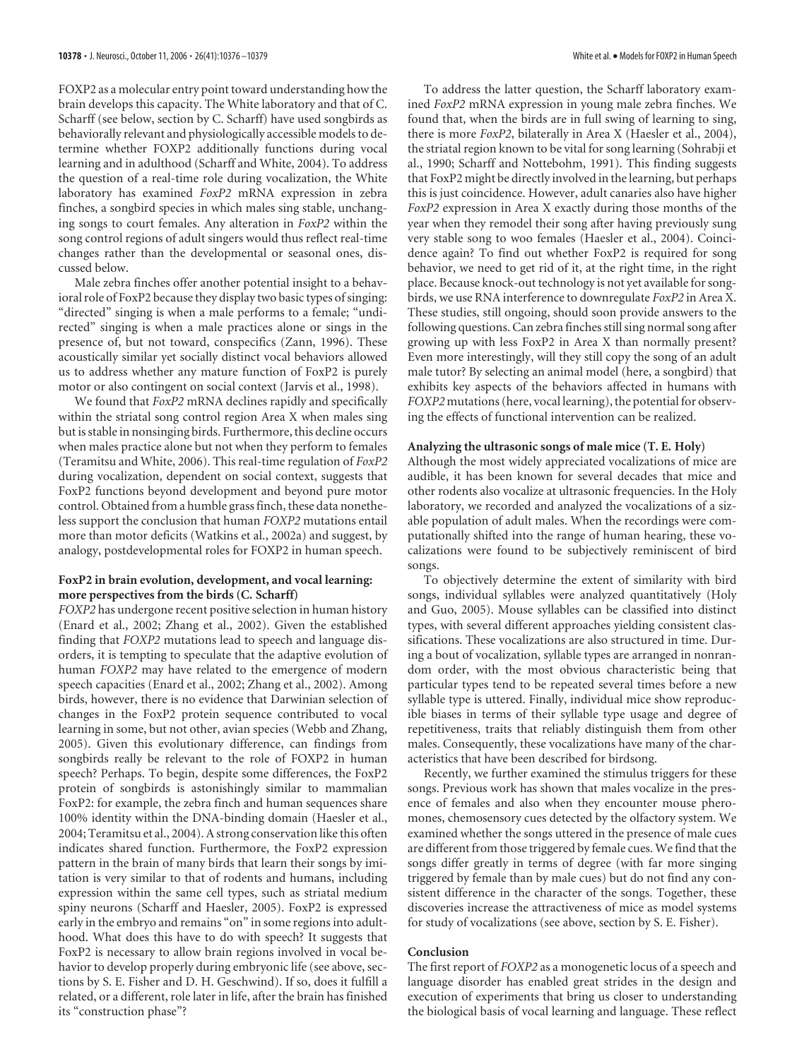FOXP2 as a molecular entry point toward understanding how the brain develops this capacity. The White laboratory and that of C. Scharff (see below, section by C. Scharff) have used songbirds as behaviorally relevant and physiologically accessible models to determine whether FOXP2 additionally functions during vocal learning and in adulthood (Scharff and White, 2004). To address the question of a real-time role during vocalization, the White laboratory has examined *FoxP2* mRNA expression in zebra finches, a songbird species in which males sing stable, unchanging songs to court females. Any alteration in *FoxP2* within the song control regions of adult singers would thus reflect real-time changes rather than the developmental or seasonal ones, discussed below.

Male zebra finches offer another potential insight to a behavioral role of FoxP2 because they display two basic types of singing: "directed" singing is when a male performs to a female; "undirected" singing is when a male practices alone or sings in the presence of, but not toward, conspecifics (Zann, 1996). These acoustically similar yet socially distinct vocal behaviors allowed us to address whether any mature function of FoxP2 is purely motor or also contingent on social context (Jarvis et al., 1998).

We found that *FoxP2* mRNA declines rapidly and specifically within the striatal song control region Area X when males sing but is stable in nonsinging birds. Furthermore, this decline occurs when males practice alone but not when they perform to females (Teramitsu and White, 2006). This real-time regulation of *FoxP2* during vocalization, dependent on social context, suggests that FoxP2 functions beyond development and beyond pure motor control. Obtained from a humble grass finch, these data nonetheless support the conclusion that human *FOXP2* mutations entail more than motor deficits (Watkins et al., 2002a) and suggest, by analogy, postdevelopmental roles for FOXP2 in human speech.

### FoxP2 in brain evolution, development, and vocal learning: more perspectives from the birds (C. Scharff)

*FOXP2* has undergone recent positive selection in human history (Enard et al., 2002; Zhang et al., 2002). Given the established finding that *FOXP2* mutations lead to speech and language disorders, it is tempting to speculate that the adaptive evolution of human *FOXP2* may have related to the emergence of modern speech capacities (Enard et al., 2002; Zhang et al., 2002). Among birds, however, there is no evidence that Darwinian selection of changes in the FoxP2 protein sequence contributed to vocal learning in some, but not other, avian species (Webb and Zhang, 2005). Given this evolutionary difference, can findings from songbirds really be relevant to the role of FOXP2 in human speech? Perhaps. To begin, despite some differences, the FoxP2 protein of songbirds is astonishingly similar to mammalian FoxP2: for example, the zebra finch and human sequences share 100% identity within the DNA-binding domain (Haesler et al., 2004; Teramitsu et al., 2004). A strong conservation like this often indicates shared function. Furthermore, the FoxP2 expression pattern in the brain of many birds that learn their songs by imitation is very similar to that of rodents and humans, including expression within the same cell types, such as striatal medium spiny neurons (Scharff and Haesler, 2005). FoxP2 is expressed early in the embryo and remains "on" in some regions into adulthood. What does this have to do with speech? It suggests that FoxP2 is necessary to allow brain regions involved in vocal behavior to develop properly during embryonic life (see above, sections by S. E. Fisher and D. H. Geschwind). If so, does it fulfill a related, or a different, role later in life, after the brain has finished its "construction phase"?

To address the latter question, the Scharff laboratory examined *FoxP2* mRNA expression in young male zebra finches. We found that, when the birds are in full swing of learning to sing, there is more *FoxP2*, bilaterally in Area X (Haesler et al., 2004), the striatal region known to be vital for song learning (Sohrabji et al., 1990; Scharff and Nottebohm, 1991). This finding suggests that FoxP2 might be directly involved in the learning, but perhaps this is just coincidence. However, adult canaries also have higher *FoxP2* expression in Area X exactly during those months of the year when they remodel their song after having previously sung very stable song to woo females (Haesler et al., 2004). Coincidence again? To find out whether FoxP2 is required for song behavior, we need to get rid of it, at the right time, in the right place. Because knock-out technology is not yet available for songbirds, we use RNA interference to downregulate *FoxP2* in Area X. These studies, still ongoing, should soon provide answers to the following questions. Can zebra finches still sing normal song after growing up with less FoxP2 in Area X than normally present? Even more interestingly, will they still copy the song of an adult male tutor? By selecting an animal model (here, a songbird) that exhibits key aspects of the behaviors affected in humans with *FOXP2* mutations (here, vocal learning), the potential for observing the effects of functional intervention can be realized.

### Analyzing the ultrasonic songs of male mice (T. E. Holy)

Although the most widely appreciated vocalizations of mice are audible, it has been known for several decades that mice and other rodents also vocalize at ultrasonic frequencies. In the Holy laboratory, we recorded and analyzed the vocalizations of a sizable population of adult males. When the recordings were computationally shifted into the range of human hearing, these vocalizations were found to be subjectively reminiscent of bird songs.

To objectively determine the extent of similarity with bird songs, individual syllables were analyzed quantitatively (Holy and Guo, 2005). Mouse syllables can be classified into distinct types, with several different approaches yielding consistent classifications. These vocalizations are also structured in time. During a bout of vocalization, syllable types are arranged in nonrandom order, with the most obvious characteristic being that particular types tend to be repeated several times before a new syllable type is uttered. Finally, individual mice show reproducible biases in terms of their syllable type usage and degree of repetitiveness, traits that reliably distinguish them from other males. Consequently, these vocalizations have many of the characteristics that have been described for birdsong.

Recently, we further examined the stimulus triggers for these songs. Previous work has shown that males vocalize in the presence of females and also when they encounter mouse pheromones, chemosensory cues detected by the olfactory system. We examined whether the songs uttered in the presence of male cues are different from those triggered by female cues. We find that the songs differ greatly in terms of degree (with far more singing triggered by female than by male cues) but do not find any consistent difference in the character of the songs. Together, these discoveries increase the attractiveness of mice as model systems for study of vocalizations (see above, section by S. E. Fisher).

### Conclusion

The first report of *FOXP2* as a monogenetic locus of a speech and language disorder has enabled great strides in the design and execution of experiments that bring us closer to understanding the biological basis of vocal learning and language. These reflect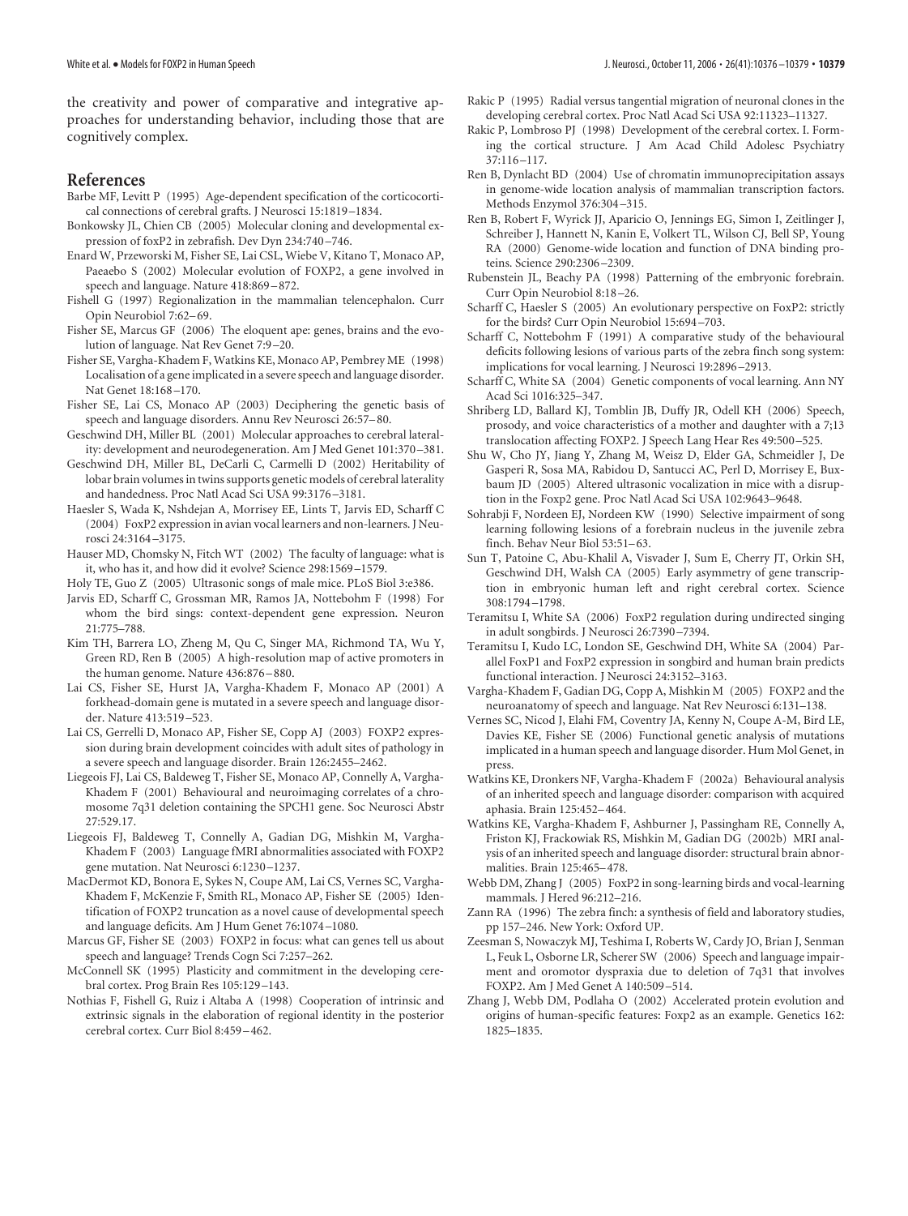the creativity and power of comparative and integrative approaches for understanding behavior, including those that are cognitively complex.

## References

Barbe MF, Levitt P (1995) Age-dependent specification of the corticocortical connections of cerebral grafts. J Neurosci 15:1819–1834.

Bonkowsky JL, Chien CB (2005) Molecular cloning and developmental expression of foxP2 in zebrafish. Dev Dyn 234:740–746.

Enard W, Przeworski M, Fisher SE, Lai CSL, Wiebe V, Kitano T, Monaco AP, Paeaebo S (2002) Molecular evolution of FOXP2, a gene involved in speech and language. Nature 418:869–872.

Fishell G (1997) Regionalization in the mammalian telencephalon. Curr Opin Neurobiol 7:62–69.

Fisher SE, Marcus GF (2006) The eloquent ape: genes, brains and the evolution of language. Nat Rev Genet 7:9–20.

Fisher SE, Vargha-Khadem F, Watkins KE, Monaco AP, Pembrey ME (1998) Localisation of a gene implicated in a severe speech and language disorder. Nat Genet 18:168–170.

Fisher SE, Lai CS, Monaco AP (2003) Deciphering the genetic basis of speech and language disorders. Annu Rev Neurosci 26:57–80.

Geschwind DH, Miller BL (2001) Molecular approaches to cerebral laterality: development and neurodegeneration. Am J Med Genet 101:370–381.

Geschwind DH, Miller BL, DeCarli C, Carmelli D (2002) Heritability of lobar brain volumes in twins supports genetic models of cerebral laterality and handedness. Proc Natl Acad Sci USA 99:3176–3181.

Haesler S, Wada K, Nshdejan A, Morrisey EE, Lints T, Jarvis ED, Scharff C (2004) FoxP2 expression in avian vocal learners and non-learners. J Neurosci 24:3164–3175.

Hauser MD, Chomsky N, Fitch WT (2002) The faculty of language: what is it, who has it, and how did it evolve? Science 298:1569–1579.

Holy TE, Guo Z (2005) Ultrasonic songs of male mice. PLoS Biol 3:e386.

Jarvis ED, Scharff C, Grossman MR, Ramos JA, Nottebohm F (1998) For whom the bird sings: context-dependent gene expression. Neuron 21:775–788.

Kim TH, Barrera LO, Zheng M, Qu C, Singer MA, Richmond TA, Wu Y, Green RD, Ren B (2005) A high-resolution map of active promoters in the human genome. Nature 436:876–880.

Lai CS, Fisher SE, Hurst JA, Vargha-Khadem F, Monaco AP (2001) A forkhead-domain gene is mutated in a severe speech and language disorder. Nature 413:519–523.

Lai CS, Gerrelli D, Monaco AP, Fisher SE, Copp AJ (2003) FOXP2 expression during brain development coincides with adult sites of pathology in a severe speech and language disorder. Brain 126:2455–2462.

Liegeois FJ, Lai CS, Baldeweg T, Fisher SE, Monaco AP, Connelly A, Vargha-Khadem F (2001) Behavioural and neuroimaging correlates of a chromosome 7q31 deletion containing the SPCH1 gene. Soc Neurosci Abstr 27:529.17.

Liegeois FJ, Baldeweg T, Connelly A, Gadian DG, Mishkin M, Vargha-Khadem F (2003) Language fMRI abnormalities associated with FOXP2 gene mutation. Nat Neurosci 6:1230–1237.

MacDermot KD, Bonora E, Sykes N, Coupe AM, Lai CS, Vernes SC, Vargha-Khadem F, McKenzie F, Smith RL, Monaco AP, Fisher SE (2005) Identification of FOXP2 truncation as a novel cause of developmental speech and language deficits. Am J Hum Genet 76:1074–1080.

Marcus GF, Fisher SE (2003) FOXP2 in focus: what can genes tell us about speech and language? Trends Cogn Sci 7:257–262.

McConnell SK (1995) Plasticity and commitment in the developing cerebral cortex. Prog Brain Res 105:129–143.

Nothias F, Fishell G, Ruiz i Altaba A (1998) Cooperation of intrinsic and extrinsic signals in the elaboration of regional identity in the posterior cerebral cortex. Curr Biol 8:459–462.

Rakic P (1995) Radial versus tangential migration of neuronal clones in the developing cerebral cortex. Proc Natl Acad Sci USA 92:11323–11327.

Rakic P, Lombroso PJ (1998) Development of the cerebral cortex. I. Forming the cortical structure. J Am Acad Child Adolesc Psychiatry 37:116–117.

Ren B, Dynlacht BD (2004) Use of chromatin immunoprecipitation assays in genome-wide location analysis of mammalian transcription factors. Methods Enzymol 376:304–315.

Ren B, Robert F, Wyrick JJ, Aparicio O, Jennings EG, Simon I, Zeitlinger J, Schreiber J, Hannett N, Kanin E, Volkert TL, Wilson CJ, Bell SP, Young RA (2000) Genome-wide location and function of DNA binding proteins. Science 290:2306–2309.

Rubenstein JL, Beachy PA (1998) Patterning of the embryonic forebrain. Curr Opin Neurobiol 8:18–26.

Scharff C, Haesler S (2005) An evolutionary perspective on FoxP2: strictly for the birds? Curr Opin Neurobiol 15:694–703.

Scharff C, Nottebohm F (1991) A comparative study of the behavioural deficits following lesions of various parts of the zebra finch song system: implications for vocal learning. J Neurosci 19:2896–2913.

Scharff C, White SA (2004) Genetic components of vocal learning. Ann NY Acad Sci 1016:325–347.

Shriberg LD, Ballard KJ, Tomblin JB, Duffy JR, Odell KH (2006) Speech, prosody, and voice characteristics of a mother and daughter with a 7;13 translocation affecting FOXP2. J Speech Lang Hear Res 49:500–525.

Shu W, Cho JY, Jiang Y, Zhang M, Weisz D, Elder GA, Schmeidler J, De Gasperi R, Sosa MA, Rabidou D, Santucci AC, Perl D, Morrisey E, Buxbaum JD (2005) Altered ultrasonic vocalization in mice with a disruption in the Foxp2 gene. Proc Natl Acad Sci USA 102:9643–9648.

Sohrabji F, Nordeen EJ, Nordeen KW (1990) Selective impairment of song learning following lesions of a forebrain nucleus in the juvenile zebra finch. Behav Neur Biol 53:51–63.

Sun T, Patoine C, Abu-Khalil A, Visvader J, Sum E, Cherry JT, Orkin SH, Geschwind DH, Walsh CA (2005) Early asymmetry of gene transcription in embryonic human left and right cerebral cortex. Science 308:1794–1798.

Teramitsu I, White SA (2006) FoxP2 regulation during undirected singing in adult songbirds. J Neurosci 26:7390–7394.

Teramitsu I, Kudo LC, London SE, Geschwind DH, White SA (2004) Parallel FoxP1 and FoxP2 expression in songbird and human brain predicts functional interaction. J Neurosci 24:3152–3163.

Vargha-Khadem F, Gadian DG, Copp A, Mishkin M (2005) FOXP2 and the neuroanatomy of speech and language. Nat Rev Neurosci 6:131–138.

Vernes SC, Nicod J, Elahi FM, Coventry JA, Kenny N, Coupe A-M, Bird LE, Davies KE, Fisher SE (2006) Functional genetic analysis of mutations implicated in a human speech and language disorder. Hum Mol Genet, in press.

Watkins KE, Dronkers NF, Vargha-Khadem F (2002a) Behavioural analysis of an inherited speech and language disorder: comparison with acquired aphasia. Brain 125:452–464.

Watkins KE, Vargha-Khadem F, Ashburner J, Passingham RE, Connelly A, Friston KJ, Frackowiak RS, Mishkin M, Gadian DG (2002b) MRI analysis of an inherited speech and language disorder: structural brain abnormalities. Brain 125:465–478.

Webb DM, Zhang J (2005) FoxP2 in song-learning birds and vocal-learning mammals. J Hered 96:212–216.

Zann RA (1996) The zebra finch: a synthesis of field and laboratory studies, pp 157–246. New York: Oxford UP.

Zeesman S, Nowaczyk MJ, Teshima I, Roberts W, Cardy JO, Brian J, Senman L, Feuk L, Osborne LR, Scherer SW (2006) Speech and language impairment and oromotor dyspraxia due to deletion of 7q31 that involves FOXP2. Am J Med Genet A 140:509–514.

Zhang J, Webb DM, Podlaha O (2002) Accelerated protein evolution and origins of human-specific features: Foxp2 as an example. Genetics 162: 1825–1835.